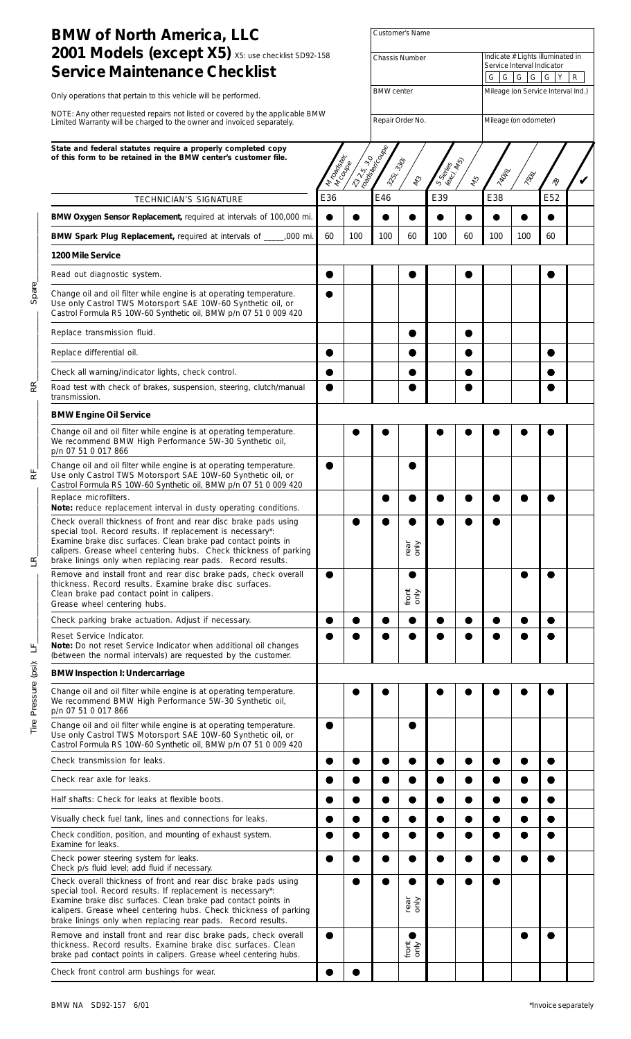# BMW of North America, LLC
## 2001 Models (except X5) X5: use checklist SD92-158
## Service Maintenance Checklist

Only operations that pertain to this vehicle will be performed.

NOTE: Any other requested repairs not listed or covered by the applicable BMW Limited Warranty will be charged to the owner and invoiced separately.

| Customer's Name | |
|---|---|
| Chassis Number | Indicate # Lights illuminated in Service Interval Indicator: G G G G G Y R |
| BMW center | Mileage (on Service Interval Ind.) |
| Repair Order No. | Mileage (on odometer) |

**State and federal statutes require a properly completed copy of this form to be retained in the BMW center's customer file.**

Tire Pressure (psi): LF\_\_\_\_ LR\_\_\_\_ RF\_\_\_\_ RR\_\_\_\_ Spare\_\_\_\_

| TECHNICIAN'S SIGNATURE | M roadster, M coupe | Z3 2.5, 3.0 roadster/coupe | 325i, 330i | M3 | 5 Series (excl. M5) | M5 | 740iL | 750iL | Z8 | ✔ |
|---|---|---|---|---|---|---|---|---|---|---|
| | E36 | | E46 | | E39 | | E38 | | E52 | |
| **BMW Oxygen Sensor Replacement,** required at intervals of 100,000 mi. | ● | ● | ● | ● | ● | ● | ● | ● | ● | |
| **BMW Spark Plug Replacement,** required at intervals of \_\_\_\_\_,000 mi. | 60 | 100 | 100 | 60 | 100 | 60 | 100 | 100 | 60 | |
| **1200 Mile Service** | | | | | | | | | | |
| Read out diagnostic system. | ● | | | ● | | ● | | | ● | |
| Change oil and oil filter while engine is at operating temperature. Use only Castrol TWS Motorsport SAE 10W-60 Synthetic oil, or Castrol Formula RS 10W-60 Synthetic oil, BMW p/n 07 51 0 009 420 | ● | | | | | | | | | |
| Replace transmission fluid. | | | | ● | | ● | | | | |
| Replace differential oil. | ● | | | ● | | ● | | | ● | |
| Check all warning/indicator lights, check control. | ● | | | ● | | ● | | | ● | |
| Road test with check of brakes, suspension, steering, clutch/manual transmission. | ● | | | ● | | ● | | | ● | |
| **BMW Engine Oil Service** | | | | | | | | | | |
| Change oil and oil filter while engine is at operating temperature. We recommend BMW High Performance 5W-30 Synthetic oil, p/n 07 51 0 017 866 | | ● | ● | | ● | ● | ● | ● | ● | |
| Change oil and oil filter while engine is at operating temperature. Use only Castrol TWS Motorsport SAE 10W-60 Synthetic oil, or Castrol Formula RS 10W-60 Synthetic oil, BMW p/n 07 51 0 009 420 | ● | | | ● | | | | | | |
| Replace microfilters. **Note:** reduce replacement interval in dusty operating conditions. | | | ● | ● | ● | ● | ● | ● | ● | |
| Check overall thickness of front and rear disc brake pads using special tool. Record results. If replacement is necessary*: Examine brake disc surfaces. Clean brake pad contact points in calipers. Grease wheel centering hubs. Check thickness of parking brake linings only when replacing rear pads. Record results. | | ● | ● | ● rear only | ● | ● | ● | | | |
| Remove and install front and rear disc brake pads, check overall thickness. Record results. Examine brake disc surfaces. Clean brake pad contact point in calipers. Grease wheel centering hubs. | ● | | | ● front only | | | | ● | ● | |
| Check parking brake actuation. Adjust if necessary. | ● | ● | ● | ● | ● | ● | ● | ● | ● | |
| Reset Service Indicator. **Note:** Do not reset Service Indicator when additional oil changes (between the normal intervals) are requested by the customer. | ● | ● | ● | ● | ● | ● | ● | ● | ● | |
| **BMW Inspection I: Undercarriage** | | | | | | | | | | |
| Change oil and oil filter while engine is at operating temperature. We recommend BMW High Performance 5W-30 Synthetic oil, p/n 07 51 0 017 866 | | ● | ● | | ● | ● | ● | ● | ● | |
| Change oil and oil filter while engine is at operating temperature. Use only Castrol TWS Motorsport SAE 10W-60 Synthetic oil, or Castrol Formula RS 10W-60 Synthetic oil, BMW p/n 07 51 0 009 420 | ● | | | ● | | | | | | |
| Check transmission for leaks. | ● | ● | ● | ● | ● | ● | ● | ● | ● | |
| Check rear axle for leaks. | ● | ● | ● | ● | ● | ● | ● | ● | ● | |
| Half shafts: Check for leaks at flexible boots. | ● | ● | ● | ● | ● | ● | ● | ● | ● | |
| Visually check fuel tank, lines and connections for leaks. | ● | ● | ● | ● | ● | ● | ● | ● | ● | |
| Check condition, position, and mounting of exhaust system. Examine for leaks. | ● | ● | ● | ● | ● | ● | ● | ● | ● | |
| Check power steering system for leaks. Check p/s fluid level; add fluid if necessary. | ● | ● | ● | ● | ● | ● | ● | ● | ● | |
| Check overall thickness of front and rear disc brake pads using special tool. Record results. If replacement is necessary*: Examine brake disc surfaces. Clean brake pad contact points in icalipers. Grease wheel centering hubs. Check thickness of parking brake linings only when replacing rear pads. Record results. | | ● | ● | ● rear only | ● | ● | ● | | | |
| Remove and install front and rear disc brake pads, check overall thickness. Record results. Examine brake disc surfaces. Clean brake pad contact points in calipers. Grease wheel centering hubs. | ● | | | ● front only | | | | ● | ● | |
| Check front control arm bushings for wear. | ● | ● | | | | | | | | |

BMW NA SD92-157 6/01

*Invoice separately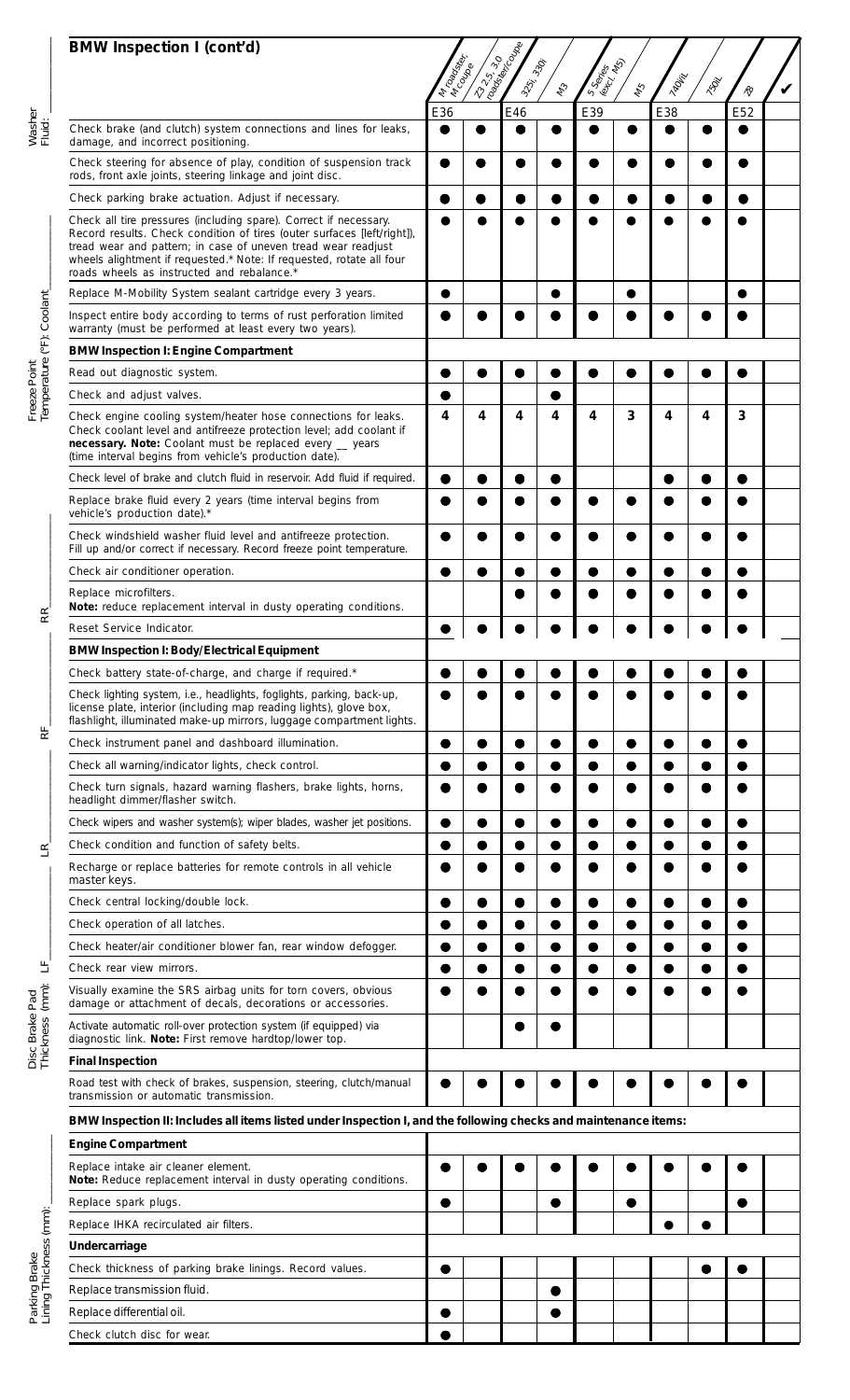## BMW Inspection I (cont'd)

| | M roadster, M coupe | Z3 2.5, 3.0 roadster/coupe | 325i, 330i | M3 | 5 Series (excl. M5) | M5 | 740i/iL | 750iL | Z8 | ✔ |
|---|---|---|---|---|---|---|---|---|---|---|
| | E36 | | E46 | | E39 | | E38 | | E52 | |
| Check brake (and clutch) system connections and lines for leaks, damage, and incorrect positioning. | ● | ● | ● | ● | ● | ● | ● | ● | ● | |
| Check steering for absence of play, condition of suspension track rods, front axle joints, steering linkage and joint disc. | ● | ● | ● | ● | ● | ● | ● | ● | ● | |
| Check parking brake actuation. Adjust if necessary. | ● | ● | ● | ● | ● | ● | ● | ● | ● | |
| Check all tire pressures (including spare). Correct if necessary. Record results. Check condition of tires (outer surfaces [left/right]), tread wear and pattern; in case of uneven tread wear readjust wheels alightment if requested.* Note: If requested, rotate all four roads wheels as instructed and rebalance.* | ● | ● | ● | ● | ● | ● | ● | ● | ● | |
| Replace M-Mobility System sealant cartridge every 3 years. | ● | | | ● | | ● | | | ● | |
| Inspect entire body according to terms of rust perforation limited warranty (must be performed at least every two years). | ● | ● | ● | ● | ● | ● | ● | ● | ● | |
| **BMW Inspection I: Engine Compartment** | | | | | | | | | | |
| Read out diagnostic system. | ● | ● | ● | ● | ● | ● | ● | ● | ● | |
| Check and adjust valves. | ● | | | ● | | | | | | |
| Check engine cooling system/heater hose connections for leaks. Check coolant level and antifreeze protection level; add coolant if necessary. **Note:** Coolant must be replaced every __ years (time interval begins from vehicle's production date). | 4 | 4 | 4 | 4 | 4 | 3 | 4 | 4 | 3 | |
| Check level of brake and clutch fluid in reservoir. Add fluid if required. | ● | ● | ● | ● | | | ● | ● | ● | |
| Replace brake fluid every 2 years (time interval begins from vehicle's production date).* | ● | ● | ● | ● | ● | ● | ● | ● | ● | |
| Check windshield washer fluid level and antifreeze protection. Fill up and/or correct if necessary. Record freeze point temperature. | ● | ● | ● | ● | ● | ● | ● | ● | ● | |
| Check air conditioner operation. | ● | ● | ● | ● | ● | ● | ● | ● | ● | |
| Replace microfilters. **Note:** reduce replacement interval in dusty operating conditions. | | | ● | ● | ● | ● | ● | ● | ● | |
| Reset Service Indicator. | ● | ● | ● | ● | ● | ● | ● | ● | ● | |
| **BMW Inspection I: Body/Electrical Equipment** | | | | | | | | | | |
| Check battery state-of-charge, and charge if required.* | ● | ● | ● | ● | ● | ● | ● | ● | ● | |
| Check lighting system, i.e., headlights, foglights, parking, back-up, license plate, interior (including map reading lights), glove box, flashlight, illuminated make-up mirrors, luggage compartment lights. | ● | ● | ● | ● | ● | ● | ● | ● | ● | |
| Check instrument panel and dashboard illumination. | ● | ● | ● | ● | ● | ● | ● | ● | ● | |
| Check all warning/indicator lights, check control. | ● | ● | ● | ● | ● | ● | ● | ● | ● | |
| Check turn signals, hazard warning flashers, brake lights, horns, headlight dimmer/flasher switch. | ● | ● | ● | ● | ● | ● | ● | ● | ● | |
| Check wipers and washer system(s); wiper blades, washer jet positions. | ● | ● | ● | ● | ● | ● | ● | ● | ● | |
| Check condition and function of safety belts. | ● | ● | ● | ● | ● | ● | ● | ● | ● | |
| Recharge or replace batteries for remote controls in all vehicle master keys. | ● | ● | ● | ● | ● | ● | ● | ● | ● | |
| Check central locking/double lock. | ● | ● | ● | ● | ● | ● | ● | ● | ● | |
| Check operation of all latches. | ● | ● | ● | ● | ● | ● | ● | ● | ● | |
| Check heater/air conditioner blower fan, rear window defogger. | ● | ● | ● | ● | ● | ● | ● | ● | ● | |
| Check rear view mirrors. | ● | ● | ● | ● | ● | ● | ● | ● | ● | |
| Visually examine the SRS airbag units for torn covers, obvious damage or attachment of decals, decorations or accessories. | ● | ● | ● | ● | ● | ● | ● | ● | ● | |
| Activate automatic roll-over protection system (if equipped) via diagnostic link. **Note:** First remove hardtop/lower top. | | | ● | ● | | | | | | |
| **Final Inspection** | | | | | | | | | | |
| Road test with check of brakes, suspension, steering, clutch/manual transmission or automatic transmission. | ● | ● | ● | ● | ● | ● | ● | ● | ● | |
| **BMW Inspection II: Includes all items listed under Inspection I, and the following checks and maintenance items:** | | | | | | | | | | |
| **Engine Compartment** | | | | | | | | | | |
| Replace intake air cleaner element. **Note:** Reduce replacement interval in dusty operating conditions. | ● | ● | ● | ● | ● | ● | ● | ● | ● | |
| Replace spark plugs. | ● | | | ● | | ● | | | ● | |
| Replace IHKA recirculated air filters. | | | | | | | ● | ● | | |
| **Undercarriage** | | | | | | | | | | |
| Check thickness of parking brake linings. Record values. | ● | | | | | | | ● | ● | |
| Replace transmission fluid. | | | | ● | | | | | | |
| Replace differential oil. | ● | | | ● | | | | | | |
| Check clutch disc for wear. | ● | | | | | | | | | |

Washer Fluid: ______

Freeze Point Temperature (°F): Coolant ______

Disc Brake Pad Thickness (mm): RR ______ RF ______ LR ______ LF ______

Parking Brake Lining Thickness (mm): ______